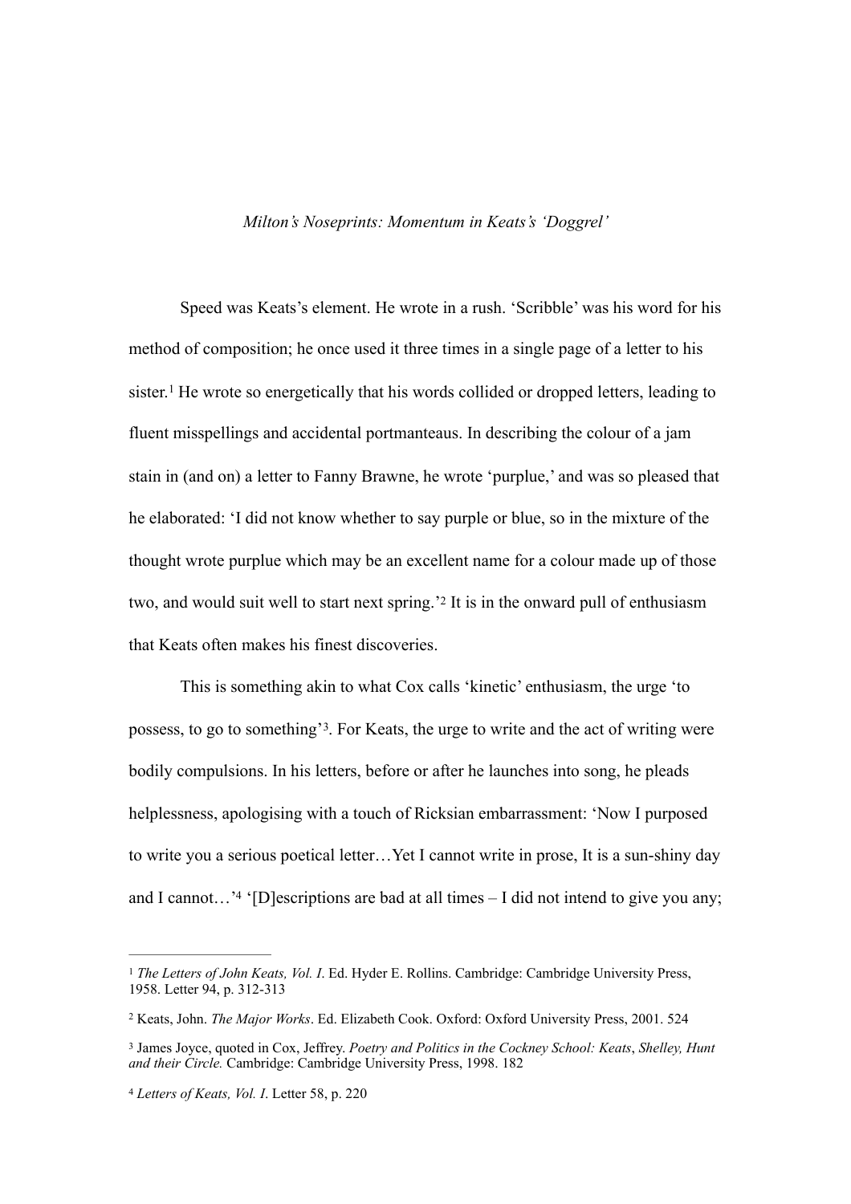*Milton's Noseprints: Momentum in Keats's 'Doggrel'*

Speed was Keats's element. He wrote in a rush. 'Scribble' was his word for his method of composition; he once used it three times in a single page of a letter to his sister.[1] He wrote so energetically that his words collided or dropped letters, leading to fluent misspellings and accidental portmanteaus. In describing the colour of a jam stain in (and on) a letter to Fanny Brawne, he wrote 'purplue,' and was so pleased that he elaborated: 'I did not know whether to say purple or blue, so in the mixture of the thought wrote purplue which may be an excellent name for a colour made up of those two, and would suit well to start next spring.'[2] It is in the onward pull of enthusiasm that Keats often makes his finest discoveries.

This is something akin to what Cox calls 'kinetic' enthusiasm, the urge 'to possess, to go to something'[3]. For Keats, the urge to write and the act of writing were bodily compulsions. In his letters, before or after he launches into song, he pleads helplessness, apologising with a touch of Ricksian embarrassment: 'Now I purposed to write you a serious poetical letter…Yet I cannot write in prose, It is a sun-shiny day and I cannot…'[4] '[D]escriptions are bad at all times – I did not intend to give you any;

---

[1] *The Letters of John Keats, Vol. I*. Ed. Hyder E. Rollins. Cambridge: Cambridge University Press, 1958. Letter 94, p. 312-313

[2] Keats, John. *The Major Works*. Ed. Elizabeth Cook. Oxford: Oxford University Press, 2001. 524

[3] James Joyce, quoted in Cox, Jeffrey. *Poetry and Politics in the Cockney School: Keats*, *Shelley, Hunt and their Circle.* Cambridge: Cambridge University Press, 1998. 182

[4] *Letters of Keats, Vol. I*. Letter 58, p. 220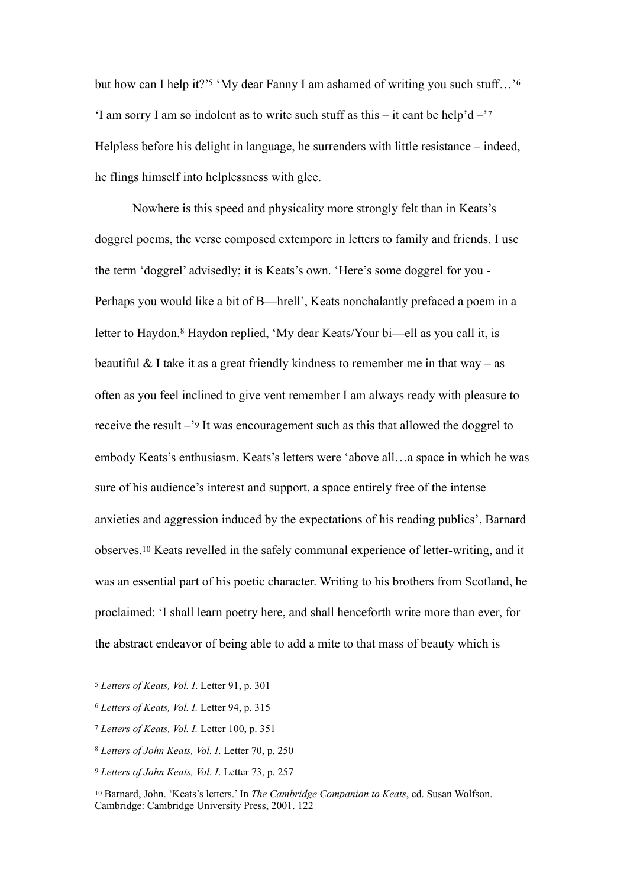but how can I help it?'[5] 'My dear Fanny I am ashamed of writing you such stuff…'[6] 'I am sorry I am so indolent as to write such stuff as this – it cant be help'd –'[7] Helpless before his delight in language, he surrenders with little resistance – indeed, he flings himself into helplessness with glee.

Nowhere is this speed and physicality more strongly felt than in Keats's doggrel poems, the verse composed extempore in letters to family and friends. I use the term 'doggrel' advisedly; it is Keats's own. 'Here's some doggrel for you - Perhaps you would like a bit of B—hrell', Keats nonchalantly prefaced a poem in a letter to Haydon.[8] Haydon replied, 'My dear Keats/Your bi—ell as you call it, is beautiful & I take it as a great friendly kindness to remember me in that way – as often as you feel inclined to give vent remember I am always ready with pleasure to receive the result –'[9] It was encouragement such as this that allowed the doggrel to embody Keats's enthusiasm. Keats's letters were 'above all…a space in which he was sure of his audience's interest and support, a space entirely free of the intense anxieties and aggression induced by the expectations of his reading publics', Barnard observes.[10] Keats revelled in the safely communal experience of letter-writing, and it was an essential part of his poetic character. Writing to his brothers from Scotland, he proclaimed: 'I shall learn poetry here, and shall henceforth write more than ever, for the abstract endeavor of being able to add a mite to that mass of beauty which is

---

[5] *Letters of Keats, Vol. I.* Letter 91, p. 301

[6] *Letters of Keats, Vol. I.* Letter 94, p. 315

[7] *Letters of Keats, Vol. I.* Letter 100, p. 351

[8] *Letters of John Keats, Vol. I*. Letter 70, p. 250

[9] *Letters of John Keats, Vol. I*. Letter 73, p. 257

[10] Barnard, John. 'Keats's letters.' In *The Cambridge Companion to Keats*, ed. Susan Wolfson. Cambridge: Cambridge University Press, 2001. 122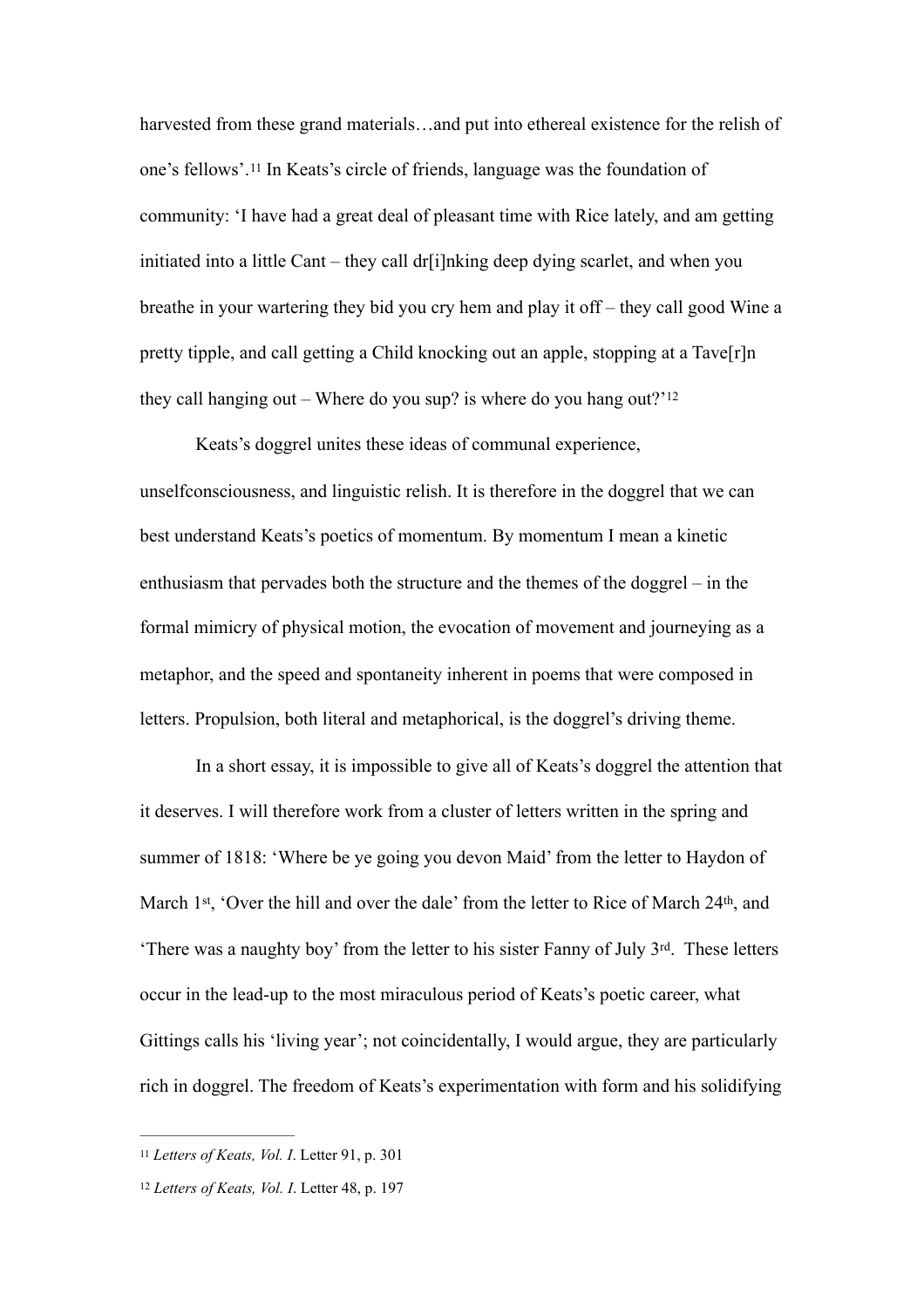harvested from these grand materials…and put into ethereal existence for the relish of one's fellows'.[11] In Keats's circle of friends, language was the foundation of community: 'I have had a great deal of pleasant time with Rice lately, and am getting initiated into a little Cant – they call dr[i]nking deep dying scarlet, and when you breathe in your wartering they bid you cry hem and play it off – they call good Wine a pretty tipple, and call getting a Child knocking out an apple, stopping at a Tave[r]n they call hanging out – Where do you sup? is where do you hang out?'[12]

Keats's doggrel unites these ideas of communal experience, unselfconsciousness, and linguistic relish. It is therefore in the doggrel that we can best understand Keats's poetics of momentum. By momentum I mean a kinetic enthusiasm that pervades both the structure and the themes of the doggrel – in the formal mimicry of physical motion, the evocation of movement and journeying as a metaphor, and the speed and spontaneity inherent in poems that were composed in letters. Propulsion, both literal and metaphorical, is the doggrel's driving theme.

In a short essay, it is impossible to give all of Keats's doggrel the attention that it deserves. I will therefore work from a cluster of letters written in the spring and summer of 1818: 'Where be ye going you devon Maid' from the letter to Haydon of March 1st, 'Over the hill and over the dale' from the letter to Rice of March 24th, and 'There was a naughty boy' from the letter to his sister Fanny of July 3rd. These letters occur in the lead-up to the most miraculous period of Keats's poetic career, what Gittings calls his 'living year'; not coincidentally, I would argue, they are particularly rich in doggrel. The freedom of Keats's experimentation with form and his solidifying

---

[11] *Letters of Keats, Vol. I*. Letter 91, p. 301

[12] *Letters of Keats, Vol. I*. Letter 48, p. 197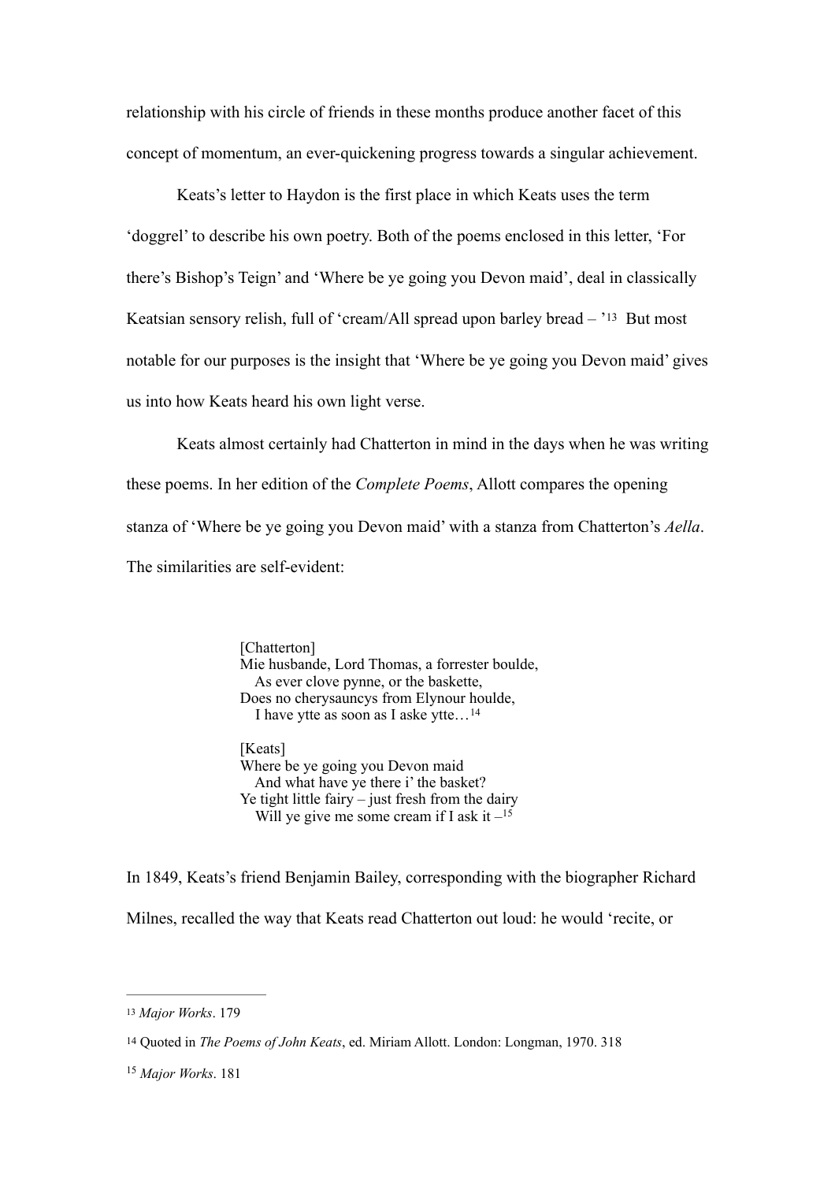relationship with his circle of friends in these months produce another facet of this concept of momentum, an ever-quickening progress towards a singular achievement.

Keats's letter to Haydon is the first place in which Keats uses the term 'doggrel' to describe his own poetry. Both of the poems enclosed in this letter, 'For there's Bishop's Teign' and 'Where be ye going you Devon maid', deal in classically Keatsian sensory relish, full of 'cream/All spread upon barley bread – '[13] But most notable for our purposes is the insight that 'Where be ye going you Devon maid' gives us into how Keats heard his own light verse.

Keats almost certainly had Chatterton in mind in the days when he was writing these poems. In her edition of the *Complete Poems*, Allott compares the opening stanza of 'Where be ye going you Devon maid' with a stanza from Chatterton's *Aella*. The similarities are self-evident:

> [Chatterton]
> Mie husbande, Lord Thomas, a forrester boulde,
> &nbsp;&nbsp;&nbsp;As ever clove pynne, or the baskette,
> Does no cherysauncys from Elynour houlde,
> &nbsp;&nbsp;&nbsp;I have ytte as soon as I aske ytte…[14]
>
> [Keats]
> Where be ye going you Devon maid
> &nbsp;&nbsp;&nbsp;And what have ye there i' the basket?
> Ye tight little fairy – just fresh from the dairy
> &nbsp;&nbsp;&nbsp;Will ye give me some cream if I ask it –[15]

In 1849, Keats's friend Benjamin Bailey, corresponding with the biographer Richard Milnes, recalled the way that Keats read Chatterton out loud: he would 'recite, or

---

[13] *Major Works*. 179

[14] Quoted in *The Poems of John Keats*, ed. Miriam Allott. London: Longman, 1970. 318

[15] *Major Works*. 181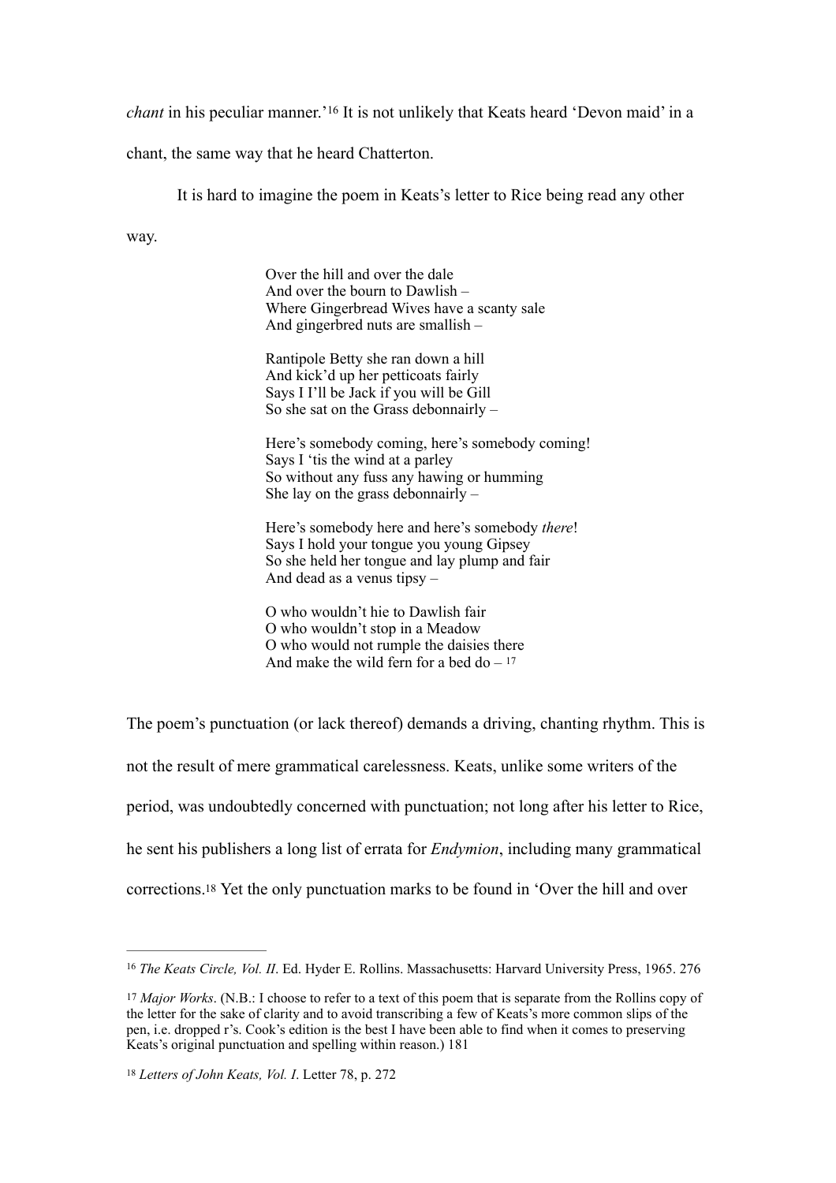*chant* in his peculiar manner.'[16] It is not unlikely that Keats heard 'Devon maid' in a chant, the same way that he heard Chatterton.

It is hard to imagine the poem in Keats's letter to Rice being read any other way.

> Over the hill and over the dale  
> And over the bourn to Dawlish –  
> Where Gingerbread Wives have a scanty sale  
> And gingerbred nuts are smallish –
>
> Rantipole Betty she ran down a hill  
> And kick'd up her petticoats fairly  
> Says I I'll be Jack if you will be Gill  
> So she sat on the Grass debonnairly –
>
> Here's somebody coming, here's somebody coming!  
> Says I 'tis the wind at a parley  
> So without any fuss any hawing or humming  
> She lay on the grass debonnairly –
>
> Here's somebody here and here's somebody *there*!  
> Says I hold your tongue you young Gipsey  
> So she held her tongue and lay plump and fair  
> And dead as a venus tipsy –
>
> O who wouldn't hie to Dawlish fair  
> O who wouldn't stop in a Meadow  
> O who would not rumple the daisies there  
> And make the wild fern for a bed do – [17]

The poem's punctuation (or lack thereof) demands a driving, chanting rhythm. This is not the result of mere grammatical carelessness. Keats, unlike some writers of the period, was undoubtedly concerned with punctuation; not long after his letter to Rice, he sent his publishers a long list of errata for *Endymion*, including many grammatical corrections.[18] Yet the only punctuation marks to be found in 'Over the hill and over

---

[16] *The Keats Circle, Vol. II*. Ed. Hyder E. Rollins. Massachusetts: Harvard University Press, 1965. 276

[17] *Major Works*. (N.B.: I choose to refer to a text of this poem that is separate from the Rollins copy of the letter for the sake of clarity and to avoid transcribing a few of Keats's more common slips of the pen, i.e. dropped r's. Cook's edition is the best I have been able to find when it comes to preserving Keats's original punctuation and spelling within reason.) 181

[18] *Letters of John Keats, Vol. I*. Letter 78, p. 272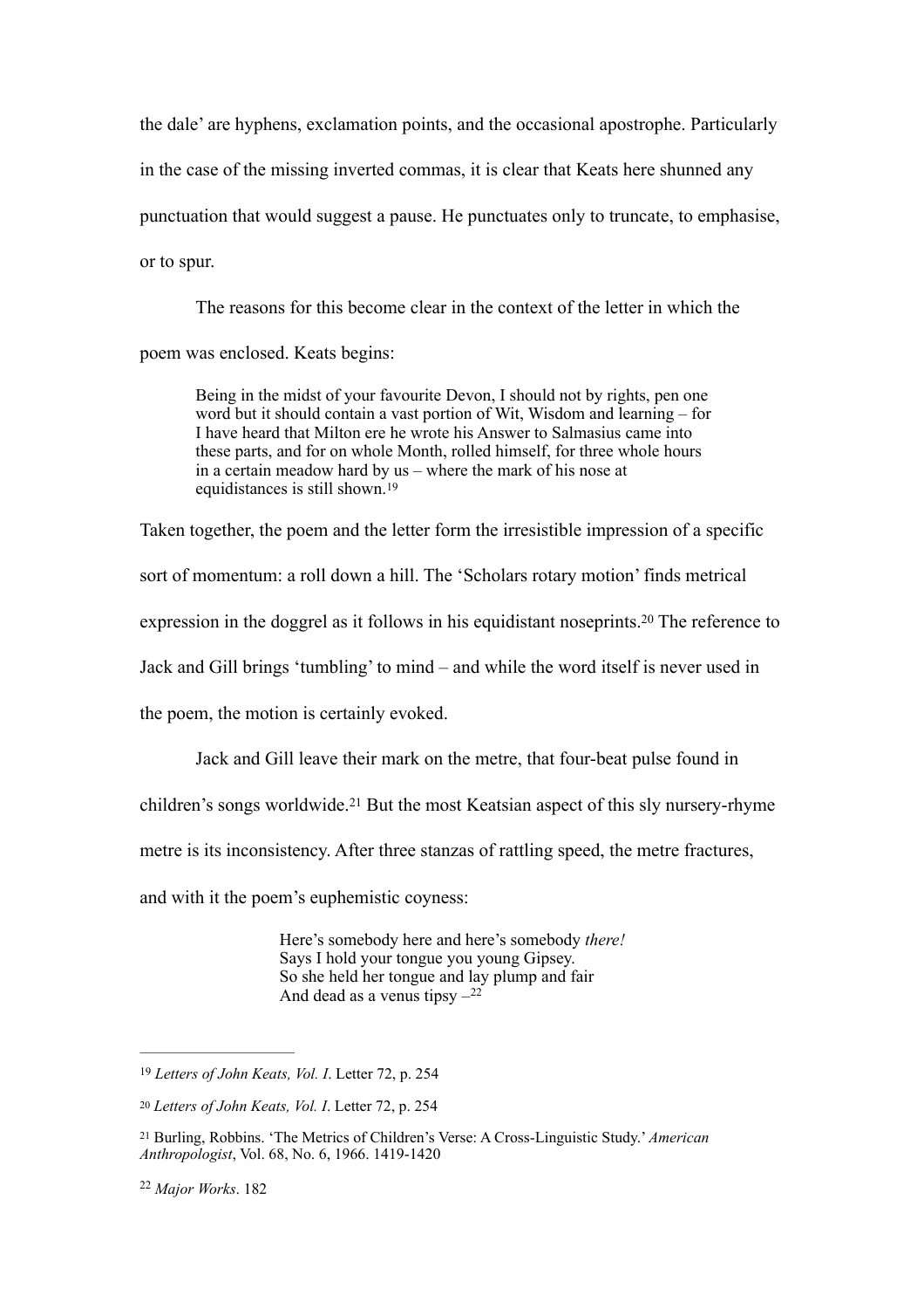the dale' are hyphens, exclamation points, and the occasional apostrophe. Particularly in the case of the missing inverted commas, it is clear that Keats here shunned any punctuation that would suggest a pause. He punctuates only to truncate, to emphasise, or to spur.

The reasons for this become clear in the context of the letter in which the poem was enclosed. Keats begins:

> Being in the midst of your favourite Devon, I should not by rights, pen one word but it should contain a vast portion of Wit, Wisdom and learning – for I have heard that Milton ere he wrote his Answer to Salmasius came into these parts, and for on whole Month, rolled himself, for three whole hours in a certain meadow hard by us – where the mark of his nose at equidistances is still shown.[19]

Taken together, the poem and the letter form the irresistible impression of a specific sort of momentum: a roll down a hill. The 'Scholars rotary motion' finds metrical expression in the doggrel as it follows in his equidistant noseprints.[20] The reference to Jack and Gill brings 'tumbling' to mind – and while the word itself is never used in the poem, the motion is certainly evoked.

Jack and Gill leave their mark on the metre, that four-beat pulse found in children's songs worldwide.[21] But the most Keatsian aspect of this sly nursery-rhyme metre is its inconsistency. After three stanzas of rattling speed, the metre fractures, and with it the poem's euphemistic coyness:

> Here's somebody here and here's somebody *there!*
> Says I hold your tongue you young Gipsey.
> So she held her tongue and lay plump and fair
> And dead as a venus tipsy –[22]

---

[19] *Letters of John Keats, Vol. I*. Letter 72, p. 254

[20] *Letters of John Keats, Vol. I*. Letter 72, p. 254

[21] Burling, Robbins. 'The Metrics of Children's Verse: A Cross-Linguistic Study.' *American Anthropologist*, Vol. 68, No. 6, 1966. 1419-1420

[22] *Major Works*. 182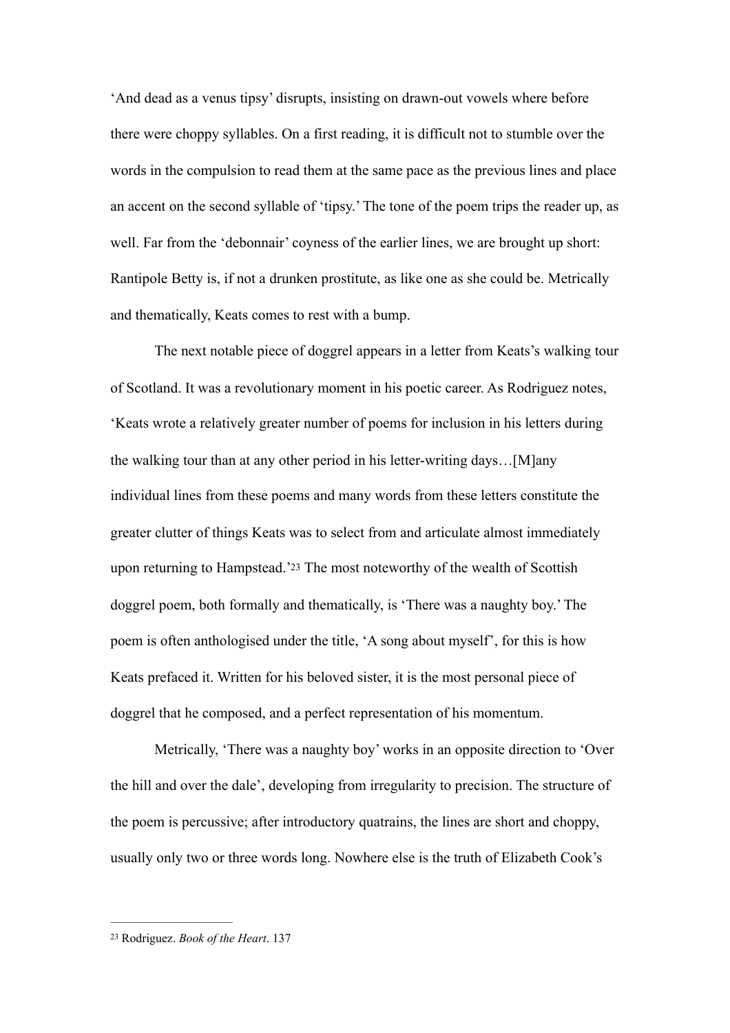'And dead as a venus tipsy' disrupts, insisting on drawn-out vowels where before there were choppy syllables. On a first reading, it is difficult not to stumble over the words in the compulsion to read them at the same pace as the previous lines and place an accent on the second syllable of 'tipsy.' The tone of the poem trips the reader up, as well. Far from the 'debonnair' coyness of the earlier lines, we are brought up short: Rantipole Betty is, if not a drunken prostitute, as like one as she could be. Metrically and thematically, Keats comes to rest with a bump.

The next notable piece of doggrel appears in a letter from Keats's walking tour of Scotland. It was a revolutionary moment in his poetic career. As Rodriguez notes, 'Keats wrote a relatively greater number of poems for inclusion in his letters during the walking tour than at any other period in his letter-writing days…[M]any individual lines from these poems and many words from these letters constitute the greater clutter of things Keats was to select from and articulate almost immediately upon returning to Hampstead.'[23] The most noteworthy of the wealth of Scottish doggrel poem, both formally and thematically, is 'There was a naughty boy.' The poem is often anthologised under the title, 'A song about myself', for this is how Keats prefaced it. Written for his beloved sister, it is the most personal piece of doggrel that he composed, and a perfect representation of his momentum.

Metrically, 'There was a naughty boy' works in an opposite direction to 'Over the hill and over the dale', developing from irregularity to precision. The structure of the poem is percussive; after introductory quatrains, the lines are short and choppy, usually only two or three words long. Nowhere else is the truth of Elizabeth Cook's

---

[23] Rodriguez. *Book of the Heart*. 137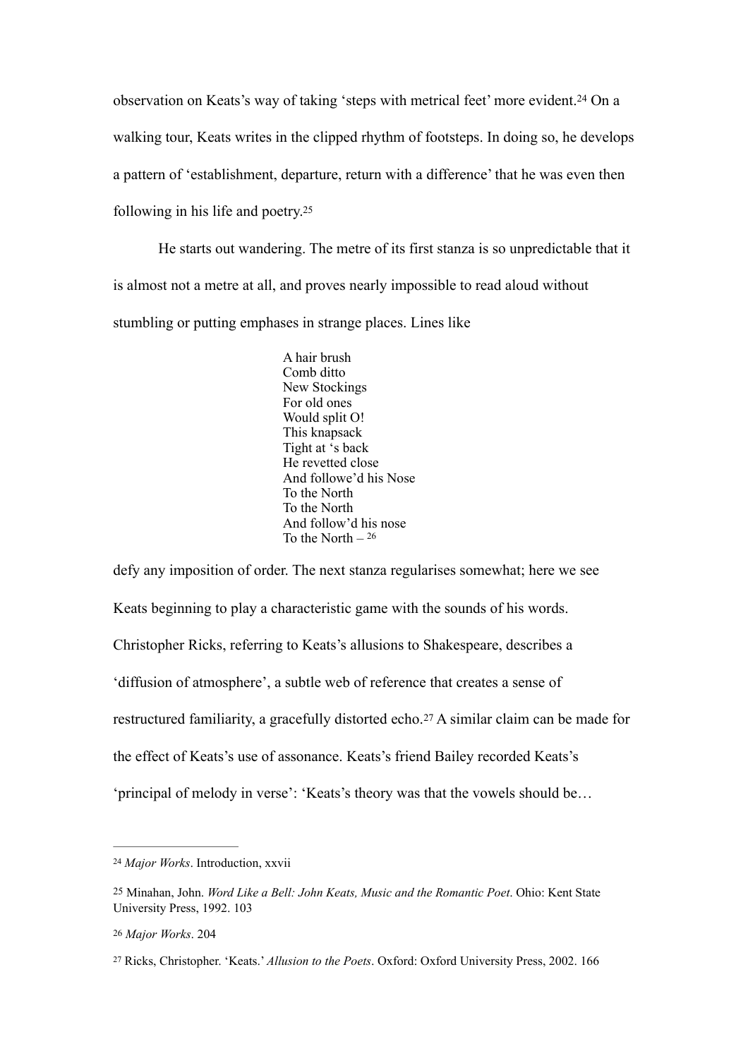observation on Keats's way of taking 'steps with metrical feet' more evident.[24] On a walking tour, Keats writes in the clipped rhythm of footsteps. In doing so, he develops a pattern of 'establishment, departure, return with a difference' that he was even then following in his life and poetry.[25]

He starts out wandering. The metre of its first stanza is so unpredictable that it is almost not a metre at all, and proves nearly impossible to read aloud without stumbling or putting emphases in strange places. Lines like

> A hair brush  
> Comb ditto  
> New Stockings  
> For old ones  
> Would split O!  
> This knapsack  
> Tight at 's back  
> He revetted close  
> And followe'd his Nose  
> To the North  
> To the North  
> And follow'd his nose  
> To the North –[26]

defy any imposition of order. The next stanza regularises somewhat; here we see Keats beginning to play a characteristic game with the sounds of his words. Christopher Ricks, referring to Keats's allusions to Shakespeare, describes a 'diffusion of atmosphere', a subtle web of reference that creates a sense of restructured familiarity, a gracefully distorted echo.[27] A similar claim can be made for the effect of Keats's use of assonance. Keats's friend Bailey recorded Keats's 'principal of melody in verse': 'Keats's theory was that the vowels should be…

---

[24] *Major Works*. Introduction, xxvii

[25] Minahan, John. *Word Like a Bell: John Keats, Music and the Romantic Poet*. Ohio: Kent State University Press, 1992. 103

[26] *Major Works*. 204

[27] Ricks, Christopher. 'Keats.' *Allusion to the Poets*. Oxford: Oxford University Press, 2002. 166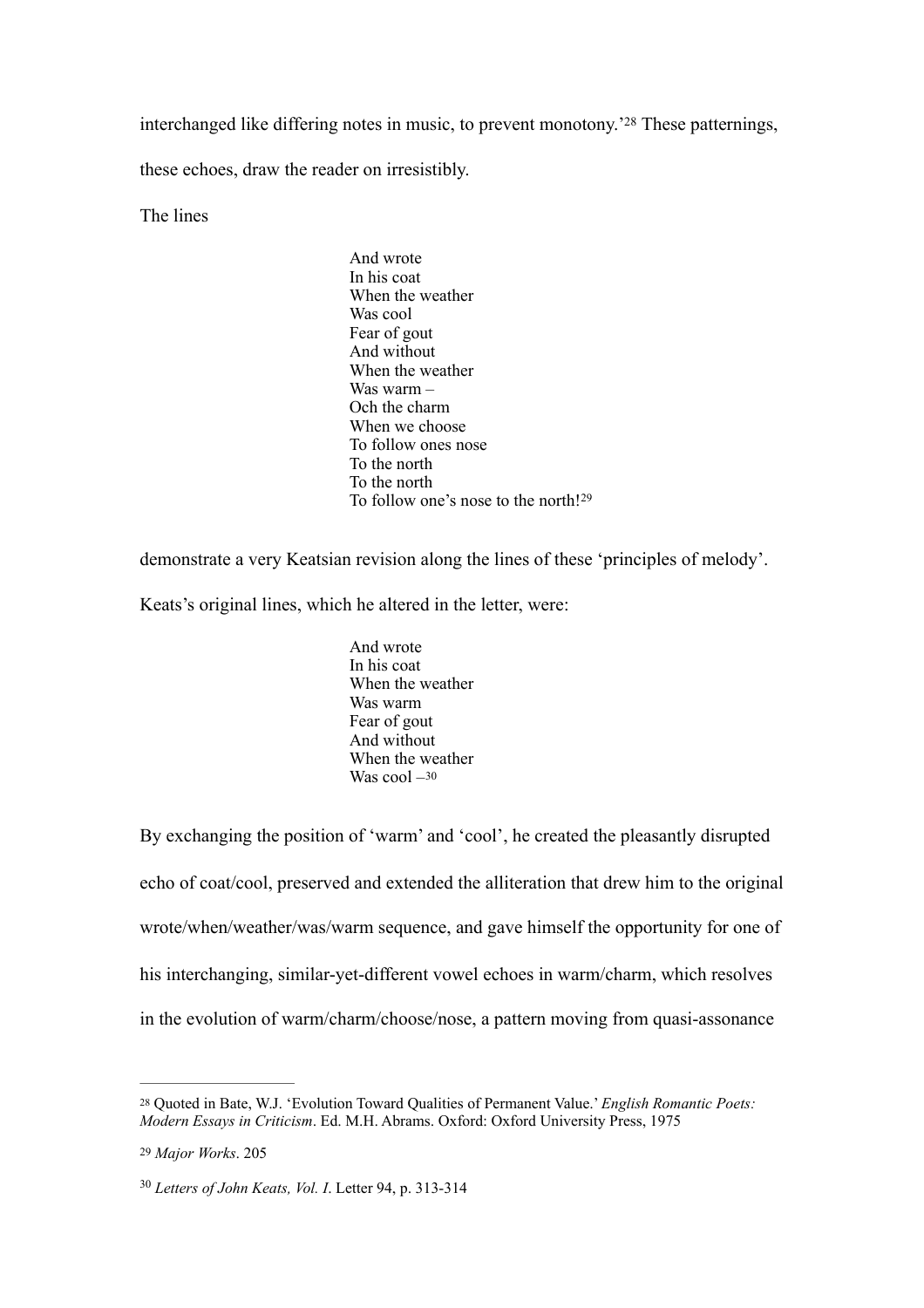interchanged like differing notes in music, to prevent monotony.'[28] These patternings, these echoes, draw the reader on irresistibly.

The lines

> And wrote  
> In his coat  
> When the weather  
> Was cool  
> Fear of gout  
> And without  
> When the weather  
> Was warm –  
> Och the charm  
> When we choose  
> To follow ones nose  
> To the north  
> To the north  
> To follow one's nose to the north![29]

demonstrate a very Keatsian revision along the lines of these 'principles of melody'. Keats's original lines, which he altered in the letter, were:

> And wrote  
> In his coat  
> When the weather  
> Was warm  
> Fear of gout  
> And without  
> When the weather  
> Was cool –[30]

By exchanging the position of 'warm' and 'cool', he created the pleasantly disrupted echo of coat/cool, preserved and extended the alliteration that drew him to the original wrote/when/weather/was/warm sequence, and gave himself the opportunity for one of his interchanging, similar-yet-different vowel echoes in warm/charm, which resolves in the evolution of warm/charm/choose/nose, a pattern moving from quasi-assonance

---

[28] Quoted in Bate, W.J. 'Evolution Toward Qualities of Permanent Value.' *English Romantic Poets: Modern Essays in Criticism*. Ed. M.H. Abrams. Oxford: Oxford University Press, 1975

[29] *Major Works*. 205

[30] *Letters of John Keats, Vol. I*. Letter 94, p. 313-314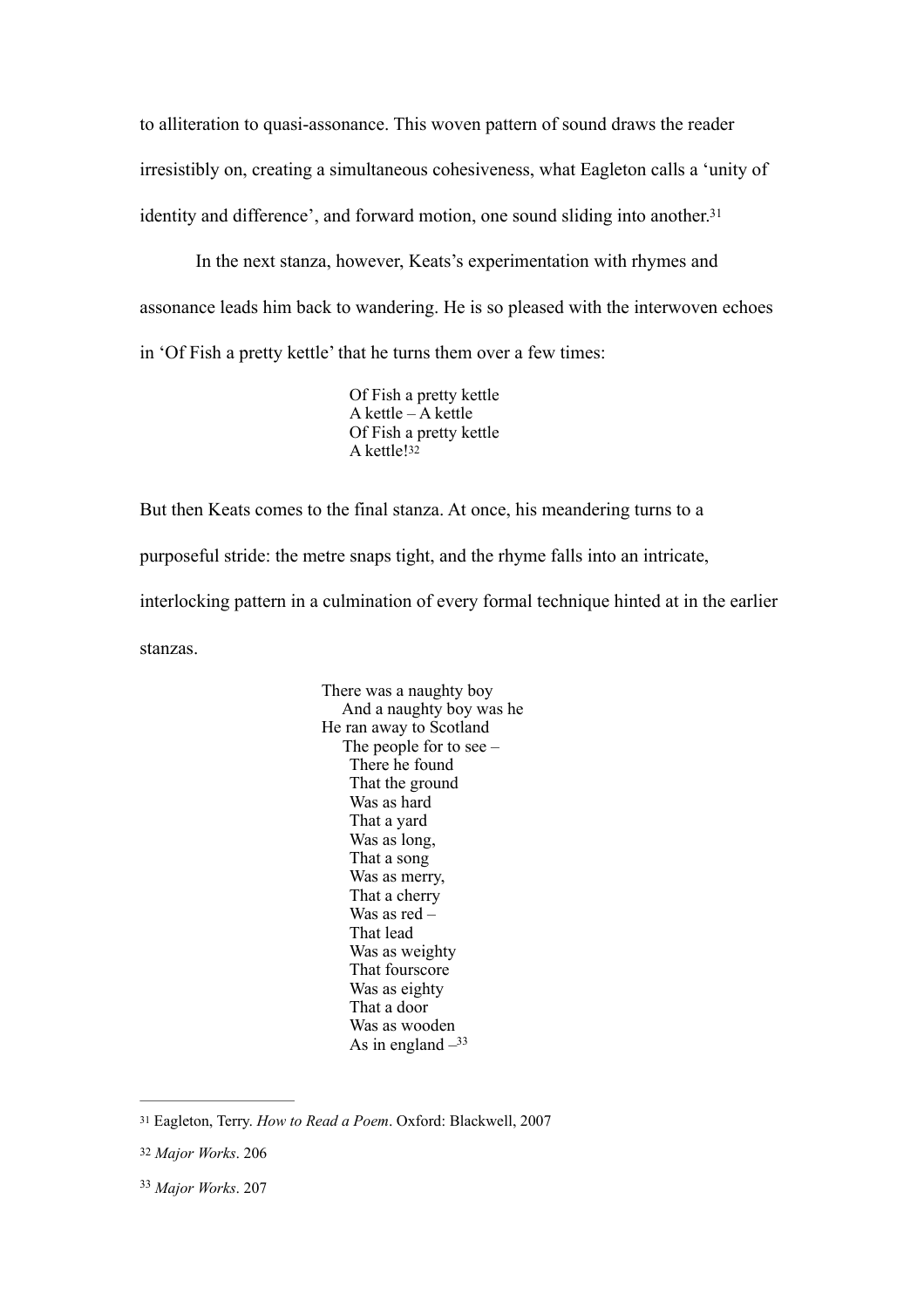to alliteration to quasi-assonance. This woven pattern of sound draws the reader irresistibly on, creating a simultaneous cohesiveness, what Eagleton calls a 'unity of identity and difference', and forward motion, one sound sliding into another.[31]

In the next stanza, however, Keats's experimentation with rhymes and assonance leads him back to wandering. He is so pleased with the interwoven echoes in 'Of Fish a pretty kettle' that he turns them over a few times:

> Of Fish a pretty kettle  
> A kettle – A kettle  
> Of Fish a pretty kettle  
> A kettle![32]

But then Keats comes to the final stanza. At once, his meandering turns to a purposeful stride: the metre snaps tight, and the rhyme falls into an intricate, interlocking pattern in a culmination of every formal technique hinted at in the earlier stanzas.

> There was a naughty boy  
> And a naughty boy was he  
> He ran away to Scotland  
> The people for to see –  
> There he found  
> That the ground  
> Was as hard  
> That a yard  
> Was as long,  
> That a song  
> Was as merry,  
> That a cherry  
> Was as red –  
> That lead  
> Was as weighty  
> That fourscore  
> Was as eighty  
> That a door  
> Was as wooden  
> As in england –[33]

---

[31] Eagleton, Terry. *How to Read a Poem*. Oxford: Blackwell, 2007

[32] *Major Works*. 206

[33] *Major Works*. 207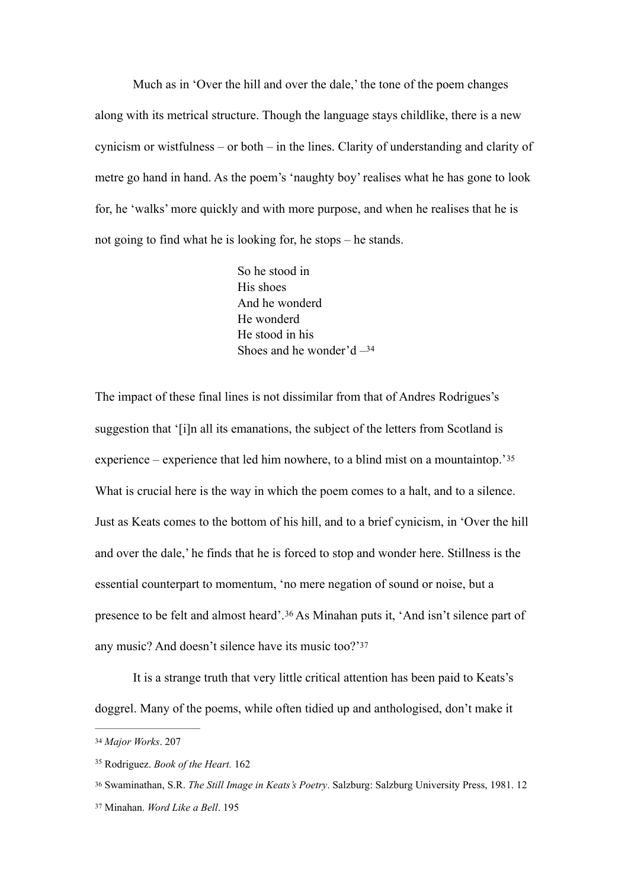Much as in 'Over the hill and over the dale,' the tone of the poem changes along with its metrical structure. Though the language stays childlike, there is a new cynicism or wistfulness – or both – in the lines. Clarity of understanding and clarity of metre go hand in hand. As the poem's 'naughty boy' realises what he has gone to look for, he 'walks' more quickly and with more purpose, and when he realises that he is not going to find what he is looking for, he stops – he stands.

> So he stood in  
> His shoes  
> And he wonderd  
> He wonderd  
> He stood in his  
> Shoes and he wonder'd –[34]

The impact of these final lines is not dissimilar from that of Andres Rodrigues's suggestion that '[i]n all its emanations, the subject of the letters from Scotland is experience – experience that led him nowhere, to a blind mist on a mountaintop.'[35] What is crucial here is the way in which the poem comes to a halt, and to a silence. Just as Keats comes to the bottom of his hill, and to a brief cynicism, in 'Over the hill and over the dale,' he finds that he is forced to stop and wonder here. Stillness is the essential counterpart to momentum, 'no mere negation of sound or noise, but a presence to be felt and almost heard'.[36] As Minahan puts it, 'And isn't silence part of any music? And doesn't silence have its music too?'[37]

It is a strange truth that very little critical attention has been paid to Keats's doggrel. Many of the poems, while often tidied up and anthologised, don't make it

---

[34] *Major Works*. 207

[35] Rodriguez. *Book of the Heart.* 162

[36] Swaminathan, S.R. *The Still Image in Keats's Poetry*. Salzburg: Salzburg University Press, 1981. 12

[37] Minahan. *Word Like a Bell*. 195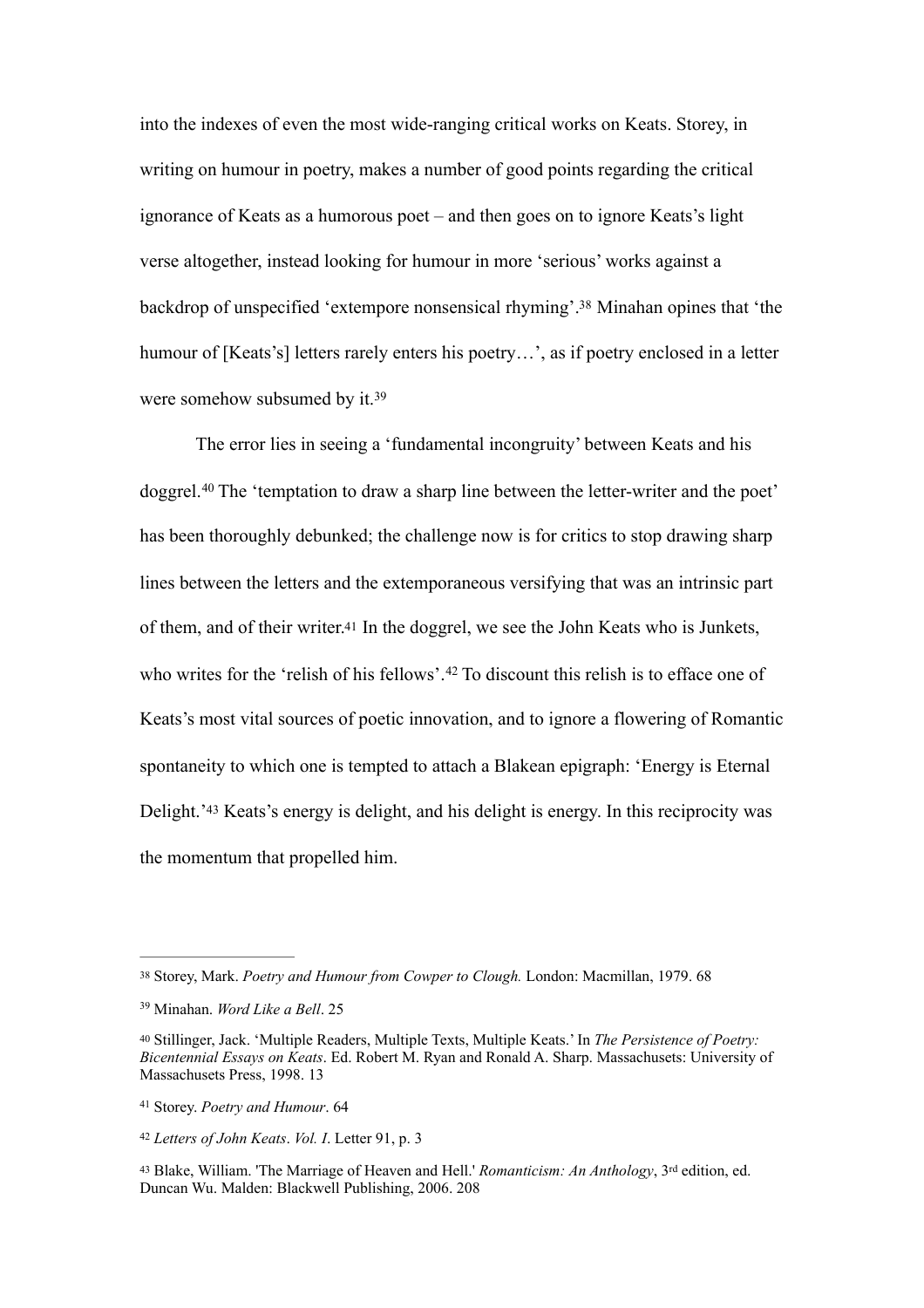into the indexes of even the most wide-ranging critical works on Keats. Storey, in writing on humour in poetry, makes a number of good points regarding the critical ignorance of Keats as a humorous poet – and then goes on to ignore Keats's light verse altogether, instead looking for humour in more 'serious' works against a backdrop of unspecified 'extempore nonsensical rhyming'.[38] Minahan opines that 'the humour of [Keats's] letters rarely enters his poetry…', as if poetry enclosed in a letter were somehow subsumed by it.[39]

The error lies in seeing a 'fundamental incongruity' between Keats and his doggrel.[40] The 'temptation to draw a sharp line between the letter-writer and the poet' has been thoroughly debunked; the challenge now is for critics to stop drawing sharp lines between the letters and the extemporaneous versifying that was an intrinsic part of them, and of their writer.[41] In the doggrel, we see the John Keats who is Junkets, who writes for the 'relish of his fellows'.[42] To discount this relish is to efface one of Keats's most vital sources of poetic innovation, and to ignore a flowering of Romantic spontaneity to which one is tempted to attach a Blakean epigraph: 'Energy is Eternal Delight.'[43] Keats's energy is delight, and his delight is energy. In this reciprocity was the momentum that propelled him.

---

[38] Storey, Mark. *Poetry and Humour from Cowper to Clough.* London: Macmillan, 1979. 68

[39] Minahan. *Word Like a Bell*. 25

[40] Stillinger, Jack. 'Multiple Readers, Multiple Texts, Multiple Keats.' In *The Persistence of Poetry: Bicentennial Essays on Keats*. Ed. Robert M. Ryan and Ronald A. Sharp. Massachusets: University of Massachusets Press, 1998. 13

[41] Storey. *Poetry and Humour*. 64

[42] *Letters of John Keats*. *Vol. I*. Letter 91, p. 3

[43] Blake, William. 'The Marriage of Heaven and Hell.' *Romanticism: An Anthology*, 3rd edition, ed. Duncan Wu. Malden: Blackwell Publishing, 2006. 208